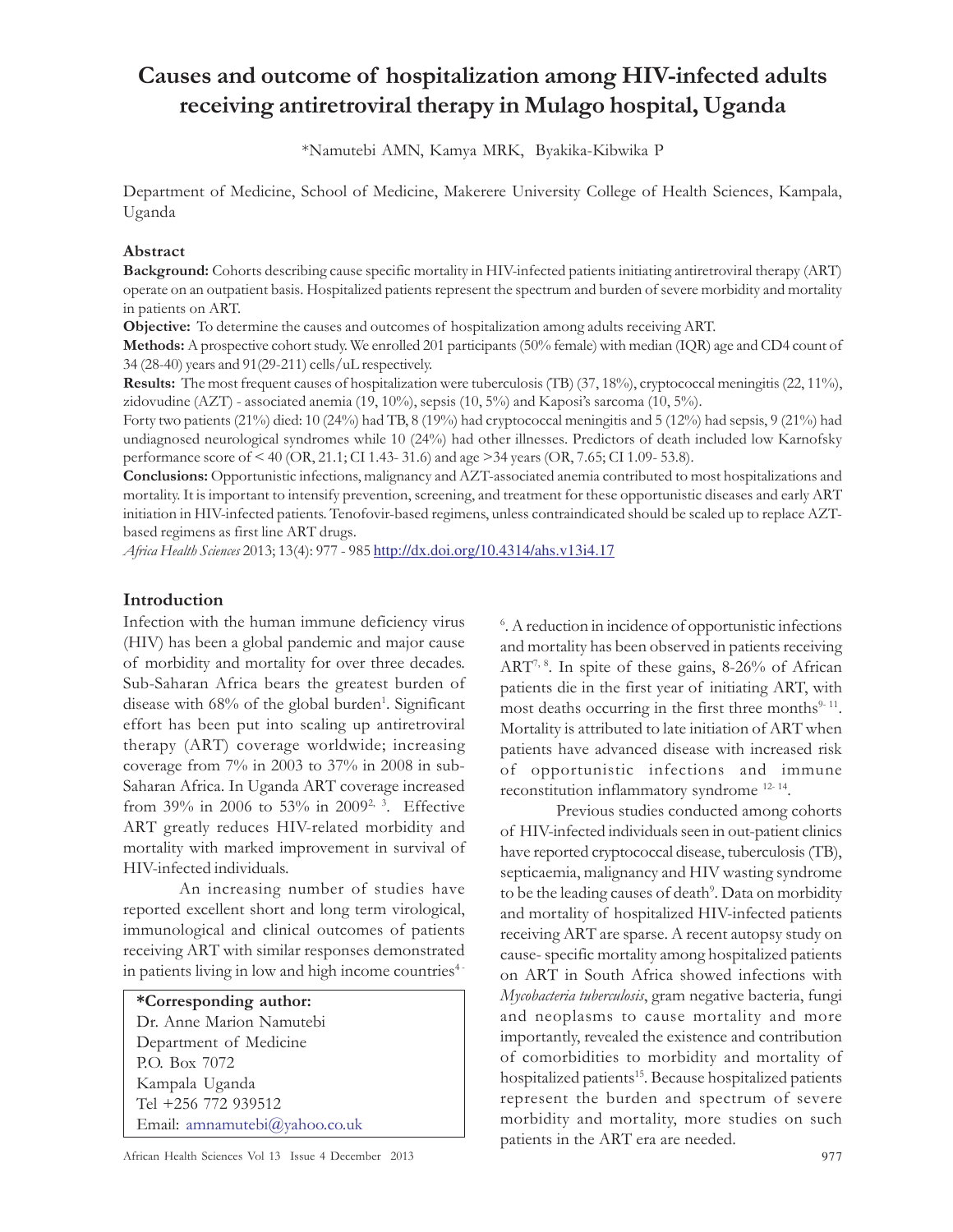# Causes and outcome of hospitalization among HIV-infected adults receiving antiretroviral therapy in Mulago hospital, Uganda

*Namutebi AMN, Kamya MRK, Byakika-Kibwika P

Department of Medicine, School of Medicine, Makerere University College of Health Sciences, Kampala, Uganda

## Abstract

**Background:** Cohorts describing cause specific mortality in HIV-infected patients initiating antiretroviral therapy (ART) operate on an outpatient basis. Hospitalized patients represent the spectrum and burden of severe morbidity and mortality in patients on ART.

**Objective:** To determine the causes and outcomes of hospitalization among adults receiving ART.

**Methods:** A prospective cohort study. We enrolled 201 participants (50% female) with median (IQR) age and CD4 count of 34 (28-40) years and 91(29-211) cells/uL respectively.

**Results:** The most frequent causes of hospitalization were tuberculosis (TB) (37, 18%), cryptococcal meningitis (22, 11%), zidovudine (AZT) - associated anemia (19, 10%), sepsis (10, 5%) and Kaposi's sarcoma (10, 5%).

Forty two patients (21%) died: 10 (24%) had TB, 8 (19%) had cryptococcal meningitis and 5 (12%) had sepsis, 9 (21%) had undiagnosed neurological syndromes while 10 (24%) had other illnesses. Predictors of death included low Karnofsky performance score of < 40 (OR, 21.1; CI 1.43- 31.6) and age >34 years (OR, 7.65; CI 1.09- 53.8).

**Conclusions:** Opportunistic infections, malignancy and AZT-associated anemia contributed to most hospitalizations and mortality. It is important to intensify prevention, screening, and treatment for these opportunistic diseases and early ART initiation in HIV-infected patients. Tenofovir-based regimens, unless contraindicated should be scaled up to replace AZT-based regimens as first line ART drugs.

*Africa Health Sciences* 2013; 13(4): 977 - 985 http://dx.doi.org/10.4314/ahs.v13i4.17

## Introduction

Infection with the human immune deficiency virus (HIV) has been a global pandemic and major cause of morbidity and mortality for over three decades. Sub-Saharan Africa bears the greatest burden of disease with 68% of the global burden[1]. Significant effort has been put into scaling up antiretroviral therapy (ART) coverage worldwide; increasing coverage from 7% in 2003 to 37% in 2008 in sub-Saharan Africa. In Uganda ART coverage increased from 39% in 2006 to 53% in 2009[2, 3]. Effective ART greatly reduces HIV-related morbidity and mortality with marked improvement in survival of HIV-infected individuals.

An increasing number of studies have reported excellent short and long term virological, immunological and clinical outcomes of patients receiving ART with similar responses demonstrated in patients living in low and high income countries[4-6]. A reduction in incidence of opportunistic infections and mortality has been observed in patients receiving ART[7, 8]. In spite of these gains, 8-26% of African patients die in the first year of initiating ART, with most deaths occurring in the first three months[9-11]. Mortality is attributed to late initiation of ART when patients have advanced disease with increased risk of opportunistic infections and immune reconstitution inflammatory syndrome [12-14].

Previous studies conducted among cohorts of HIV-infected individuals seen in out-patient clinics have reported cryptococcal disease, tuberculosis (TB), septicaemia, malignancy and HIV wasting syndrome to be the leading causes of death[9]. Data on morbidity and mortality of hospitalized HIV-infected patients receiving ART are sparse. A recent autopsy study on cause- specific mortality among hospitalized patients on ART in South Africa showed infections with *Mycobacteria tuberculosis*, gram negative bacteria, fungi and neoplasms to cause mortality and more importantly, revealed the existence and contribution of comorbidities to morbidity and mortality of hospitalized patients[15]. Because hospitalized patients represent the burden and spectrum of severe morbidity and mortality, more studies on such patients in the ART era are needed.

**\*Corresponding author:**
Dr. Anne Marion Namutebi
Department of Medicine
P.O. Box 7072
Kampala Uganda
Tel +256 772 939512
Email: amnamutebi@yahoo.co.uk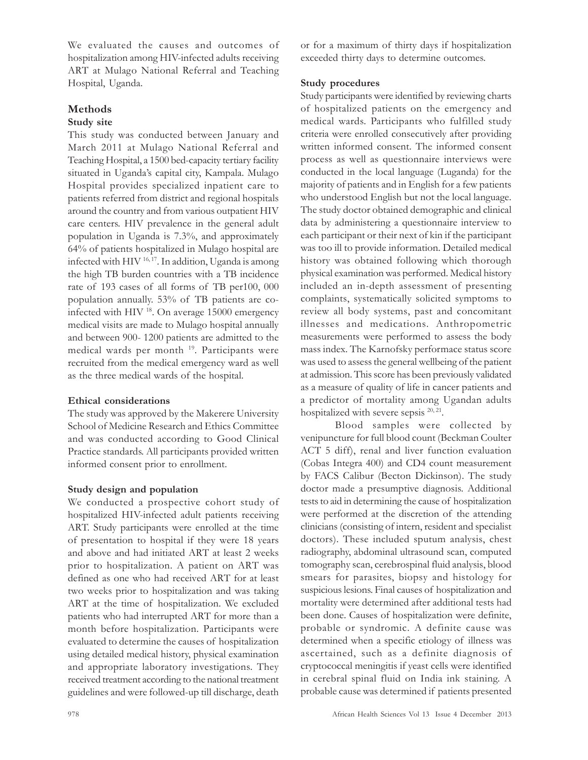We evaluated the causes and outcomes of hospitalization among HIV-infected adults receiving ART at Mulago National Referral and Teaching Hospital, Uganda.

## Methods

### Study site

This study was conducted between January and March 2011 at Mulago National Referral and Teaching Hospital, a 1500 bed-capacity tertiary facility situated in Uganda's capital city, Kampala. Mulago Hospital provides specialized inpatient care to patients referred from district and regional hospitals around the country and from various outpatient HIV care centers. HIV prevalence in the general adult population in Uganda is 7.3%, and approximately 64% of patients hospitalized in Mulago hospital are infected with HIV [16, 17]. In addition, Uganda is among the high TB burden countries with a TB incidence rate of 193 cases of all forms of TB per100, 000 population annually. 53% of TB patients are co-infected with HIV [18]. On average 15000 emergency medical visits are made to Mulago hospital annually and between 900- 1200 patients are admitted to the medical wards per month [19]. Participants were recruited from the medical emergency ward as well as the three medical wards of the hospital.

### Ethical considerations

The study was approved by the Makerere University School of Medicine Research and Ethics Committee and was conducted according to Good Clinical Practice standards. All participants provided written informed consent prior to enrollment.

### Study design and population

We conducted a prospective cohort study of hospitalized HIV-infected adult patients receiving ART. Study participants were enrolled at the time of presentation to hospital if they were 18 years and above and had initiated ART at least 2 weeks prior to hospitalization. A patient on ART was defined as one who had received ART for at least two weeks prior to hospitalization and was taking ART at the time of hospitalization. We excluded patients who had interrupted ART for more than a month before hospitalization. Participants were evaluated to determine the causes of hospitalization using detailed medical history, physical examination and appropriate laboratory investigations. They received treatment according to the national treatment guidelines and were followed-up till discharge, death or for a maximum of thirty days if hospitalization exceeded thirty days to determine outcomes.

### Study procedures

Study participants were identified by reviewing charts of hospitalized patients on the emergency and medical wards. Participants who fulfilled study criteria were enrolled consecutively after providing written informed consent. The informed consent process as well as questionnaire interviews were conducted in the local language (Luganda) for the majority of patients and in English for a few patients who understood English but not the local language. The study doctor obtained demographic and clinical data by administering a questionnaire interview to each participant or their next of kin if the participant was too ill to provide information. Detailed medical history was obtained following which thorough physical examination was performed. Medical history included an in-depth assessment of presenting complaints, systematically solicited symptoms to review all body systems, past and concomitant illnesses and medications. Anthropometric measurements were performed to assess the body mass index. The Karnofsky performace status score was used to assess the general wellbeing of the patient at admission. This score has been previously validated as a measure of quality of life in cancer patients and a predictor of mortality among Ugandan adults hospitalized with severe sepsis [20, 21].

Blood samples were collected by venipuncture for full blood count (Beckman Coulter ACT 5 diff), renal and liver function evaluation (Cobas Integra 400) and CD4 count measurement by FACS Calibur (Becton Dickinson). The study doctor made a presumptive diagnosis. Additional tests to aid in determining the cause of hospitalization were performed at the discretion of the attending clinicians (consisting of intern, resident and specialist doctors). These included sputum analysis, chest radiography, abdominal ultrasound scan, computed tomography scan, cerebrospinal fluid analysis, blood smears for parasites, biopsy and histology for suspicious lesions. Final causes of hospitalization and mortality were determined after additional tests had been done. Causes of hospitalization were definite, probable or syndromic. A definite cause was determined when a specific etiology of illness was ascertained, such as a definite diagnosis of cryptococcal meningitis if yeast cells were identified in cerebral spinal fluid on India ink staining. A probable cause was determined if patients presented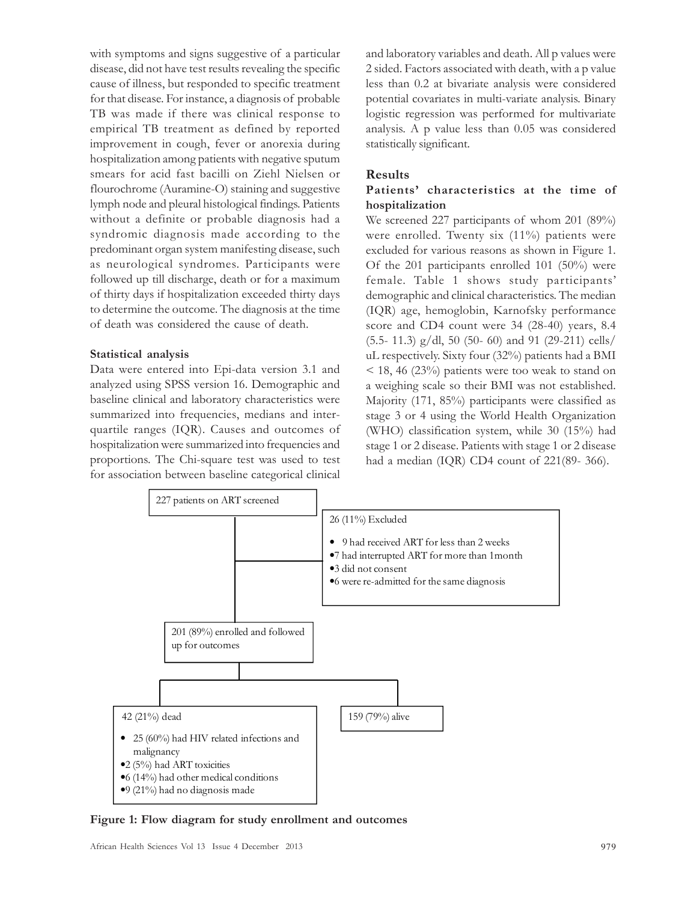with symptoms and signs suggestive of a particular disease, did not have test results revealing the specific cause of illness, but responded to specific treatment for that disease. For instance, a diagnosis of probable TB was made if there was clinical response to empirical TB treatment as defined by reported improvement in cough, fever or anorexia during hospitalization among patients with negative sputum smears for acid fast bacilli on Ziehl Nielsen or flourochrome (Auramine-O) staining and suggestive lymph node and pleural histological findings. Patients without a definite or probable diagnosis had a syndromic diagnosis made according to the predominant organ system manifesting disease, such as neurological syndromes. Participants were followed up till discharge, death or for a maximum of thirty days if hospitalization exceeded thirty days to determine the outcome. The diagnosis at the time of death was considered the cause of death.

### Statistical analysis

Data were entered into Epi-data version 3.1 and analyzed using SPSS version 16. Demographic and baseline clinical and laboratory characteristics were summarized into frequencies, medians and inter-quartile ranges (IQR). Causes and outcomes of hospitalization were summarized into frequencies and proportions. The Chi-square test was used to test for association between baseline categorical clinical and laboratory variables and death. All p values were 2 sided. Factors associated with death, with a p value less than 0.2 at bivariate analysis were considered potential covariates in multi-variate analysis. Binary logistic regression was performed for multivariate analysis. A p value less than 0.05 was considered statistically significant.

## Results

### Patients' characteristics at the time of hospitalization

We screened 227 participants of whom 201 (89%) were enrolled. Twenty six (11%) patients were excluded for various reasons as shown in Figure 1. Of the 201 participants enrolled 101 (50%) were female. Table 1 shows study participants' demographic and clinical characteristics. The median (IQR) age, hemoglobin, Karnofsky performance score and CD4 count were 34 (28-40) years, 8.4 (5.5- 11.3) g/dl, 50 (50- 60) and 91 (29-211) cells/uL respectively. Sixty four (32%) patients had a BMI < 18, 46 (23%) patients were too weak to stand on a weighing scale so their BMI was not established. Majority (171, 85%) participants were classified as stage 3 or 4 using the World Health Organization (WHO) classification system, while 30 (15%) had stage 1 or 2 disease. Patients with stage 1 or 2 disease had a median (IQR) CD4 count of 221(89- 366).

227 patients on ART screened

26 (11%) Excluded

- 9 had received ART for less than 2 weeks
- 7 had interrupted ART for more than 1month
- 3 did not consent
- 6 were re-admitted for the same diagnosis

201 (89%) enrolled and followed up for outcomes

42 (21%) dead

- 25 (60%) had HIV related infections and malignancy
- 2 (5%) had ART toxicities
- 6 (14%) had other medical conditions
- 9 (21%) had no diagnosis made

159 (79%) alive

**Figure 1: Flow diagram for study enrollment and outcomes**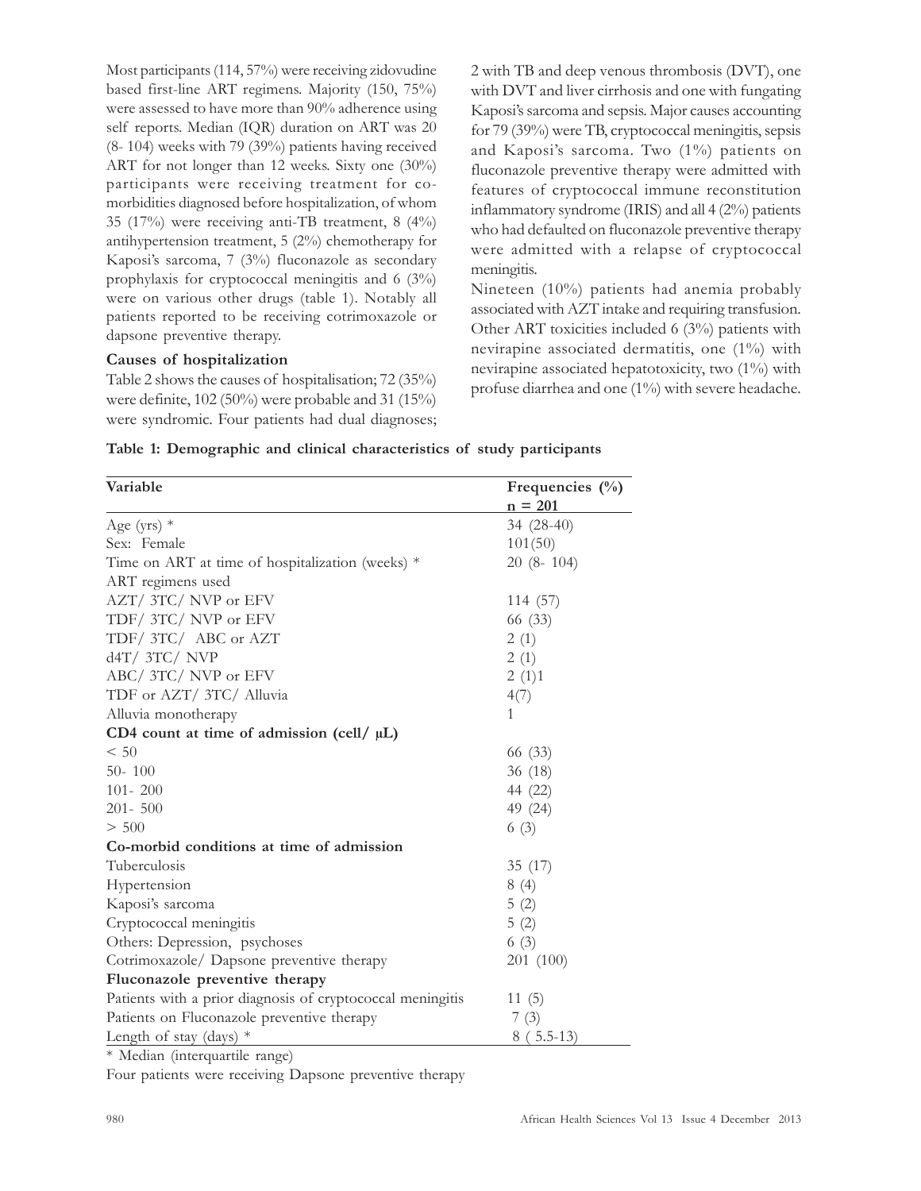Most participants (114, 57%) were receiving zidovudine based first-line ART regimens. Majority (150, 75%) were assessed to have more than 90% adherence using self reports. Median (IQR) duration on ART was 20 (8- 104) weeks with 79 (39%) patients having received ART for not longer than 12 weeks. Sixty one (30%) participants were receiving treatment for co-morbidities diagnosed before hospitalization, of whom 35 (17%) were receiving anti-TB treatment, 8 (4%) antihypertension treatment, 5 (2%) chemotherapy for Kaposi's sarcoma, 7 (3%) fluconazole as secondary prophylaxis for cryptococcal meningitis and 6 (3%) were on various other drugs (table 1). Notably all patients reported to be receiving cotrimoxazole or dapsone preventive therapy.

**Causes of hospitalization**

Table 2 shows the causes of hospitalisation; 72 (35%) were definite, 102 (50%) were probable and 31 (15%) were syndromic. Four patients had dual diagnoses; 2 with TB and deep venous thrombosis (DVT), one with DVT and liver cirrhosis and one with fungating Kaposi's sarcoma and sepsis. Major causes accounting for 79 (39%) were TB, cryptococcal meningitis, sepsis and Kaposi's sarcoma. Two (1%) patients on fluconazole preventive therapy were admitted with features of cryptococcal immune reconstitution inflammatory syndrome (IRIS) and all 4 (2%) patients who had defaulted on fluconazole preventive therapy were admitted with a relapse of cryptococcal meningitis.

Nineteen (10%) patients had anemia probably associated with AZT intake and requiring transfusion. Other ART toxicities included 6 (3%) patients with nevirapine associated dermatitis, one (1%) with nevirapine associated hepatotoxicity, two (1%) with profuse diarrhea and one (1%) with severe headache.

**Table 1: Demographic and clinical characteristics of study participants**

| Variable | Frequencies (%) n = 201 |
|---|---|
| Age (yrs) * | 34 (28-40) |
| Sex: Female | 101(50) |
| Time on ART at time of hospitalization (weeks) * | 20 (8- 104) |
| ART regimens used | |
| AZT/ 3TC/ NVP or EFV | 114 (57) |
| TDF/ 3TC/ NVP or EFV | 66 (33) |
| TDF/ 3TC/ ABC or AZT | 2 (1) |
| d4T/ 3TC/ NVP | 2 (1) |
| ABC/ 3TC/ NVP or EFV | 2 (1)1 |
| TDF or AZT/ 3TC/ Alluvia | 4(7) |
| Alluvia monotherapy | 1 |
| **CD4 count at time of admission (cell/ µL)** | |
| < 50 | 66 (33) |
| 50- 100 | 36 (18) |
| 101- 200 | 44 (22) |
| 201- 500 | 49 (24) |
| > 500 | 6 (3) |
| **Co-morbid conditions at time of admission** | |
| Tuberculosis | 35 (17) |
| Hypertension | 8 (4) |
| Kaposi's sarcoma | 5 (2) |
| Cryptococcal meningitis | 5 (2) |
| Others: Depression, psychoses | 6 (3) |
| Cotrimoxazole/ Dapsone preventive therapy | 201 (100) |
| **Fluconazole preventive therapy** | |
| Patients with a prior diagnosis of cryptococcal meningitis | 11 (5) |
| Patients on Fluconazole preventive therapy | 7 (3) |
| Length of stay (days) * | 8 ( 5.5-13) |

* Median (interquartile range)

Four patients were receiving Dapsone preventive therapy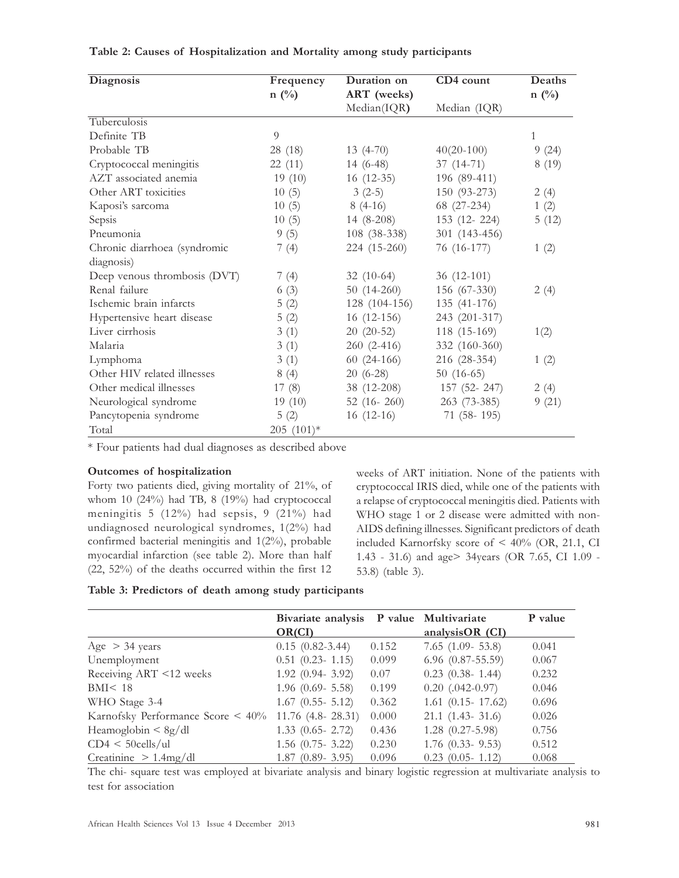**Table 2: Causes of Hospitalization and Mortality among study participants**

| Diagnosis | Frequency n (%) | Duration on ART (weeks) Median(IQR) | CD4 count Median (IQR) | Deaths n (%) |
|---|---|---|---|---|
| Tuberculosis | | | | |
| Definite TB | 9 | | | 1 |
| Probable TB | 28 (18) | 13 (4-70) | 40(20-100) | 9 (24) |
| Cryptococcal meningitis | 22 (11) | 14 (6-48) | 37 (14-71) | 8 (19) |
| AZT associated anemia | 19 (10) | 16 (12-35) | 196 (89-411) | |
| Other ART toxicities | 10 (5) | 3 (2-5) | 150 (93-273) | 2 (4) |
| Kaposi's sarcoma | 10 (5) | 8 (4-16) | 68 (27-234) | 1 (2) |
| Sepsis | 10 (5) | 14 (8-208) | 153 (12- 224) | 5 (12) |
| Pneumonia | 9 (5) | 108 (38-338) | 301 (143-456) | |
| Chronic diarrhoea (syndromic diagnosis) | 7 (4) | 224 (15-260) | 76 (16-177) | 1 (2) |
| Deep venous thrombosis (DVT) | 7 (4) | 32 (10-64) | 36 (12-101) | |
| Renal failure | 6 (3) | 50 (14-260) | 156 (67-330) | 2 (4) |
| Ischemic brain infarcts | 5 (2) | 128 (104-156) | 135 (41-176) | |
| Hypertensive heart disease | 5 (2) | 16 (12-156) | 243 (201-317) | |
| Liver cirrhosis | 3 (1) | 20 (20-52) | 118 (15-169) | 1(2) |
| Malaria | 3 (1) | 260 (2-416) | 332 (160-360) | |
| Lymphoma | 3 (1) | 60 (24-166) | 216 (28-354) | 1 (2) |
| Other HIV related illnesses | 8 (4) | 20 (6-28) | 50 (16-65) | |
| Other medical illnesses | 17 (8) | 38 (12-208) | 157 (52- 247) | 2 (4) |
| Neurological syndrome | 19 (10) | 52 (16- 260) | 263 (73-385) | 9 (21) |
| Pancytopenia syndrome | 5 (2) | 16 (12-16) | 71 (58- 195) | |
| Total | 205 (101)* | | | |

* Four patients had dual diagnoses as described above

**Outcomes of hospitalization**

Forty two patients died, giving mortality of 21%, of whom 10 (24%) had TB, 8 (19%) had cryptococcal meningitis 5 (12%) had sepsis, 9 (21%) had undiagnosed neurological syndromes, 1(2%) had confirmed bacterial meningitis and 1(2%), probable myocardial infarction (see table 2). More than half (22, 52%) of the deaths occurred within the first 12 weeks of ART initiation. None of the patients with cryptococcal IRIS died, while one of the patients with a relapse of cryptococcal meningitis died. Patients with WHO stage 1 or 2 disease were admitted with non-AIDS defining illnesses. Significant predictors of death included Karnorfsky score of < 40% (OR, 21.1, CI 1.43 - 31.6) and age> 34years (OR 7.65, CI 1.09 - 53.8) (table 3).

**Table 3: Predictors of death among study participants**

| | Bivariate analysis OR(CI) | P value | Multivariate analysisOR (CI) | P value |
|---|---|---|---|---|
| Age > 34 years | 0.15 (0.82-3.44) | 0.152 | 7.65 (1.09- 53.8) | 0.041 |
| Unemployment | 0.51 (0.23- 1.15) | 0.099 | 6.96 (0.87-55.59) | 0.067 |
| Receiving ART <12 weeks | 1.92 (0.94- 3.92) | 0.07 | 0.23 (0.38- 1.44) | 0.232 |
| BMI< 18 | 1.96 (0.69- 5.58) | 0.199 | 0.20 (.042-0.97) | 0.046 |
| WHO Stage 3-4 | 1.67 (0.55- 5.12) | 0.362 | 1.61 (0.15- 17.62) | 0.696 |
| Karnofsky Performance Score < 40% | 11.76 (4.8- 28.31) | 0.000 | 21.1 (1.43- 31.6) | 0.026 |
| Heamoglobin < 8g/dl | 1.33 (0.65- 2.72) | 0.436 | 1.28 (0.27-5.98) | 0.756 |
| CD4 < 50cells/ul | 1.56 (0.75- 3.22) | 0.230 | 1.76 (0.33- 9.53) | 0.512 |
| Creatinine > 1.4mg/dl | 1.87 (0.89- 3.95) | 0.096 | 0.23 (0.05- 1.12) | 0.068 |

The chi- square test was employed at bivariate analysis and binary logistic regression at multivariate analysis to test for association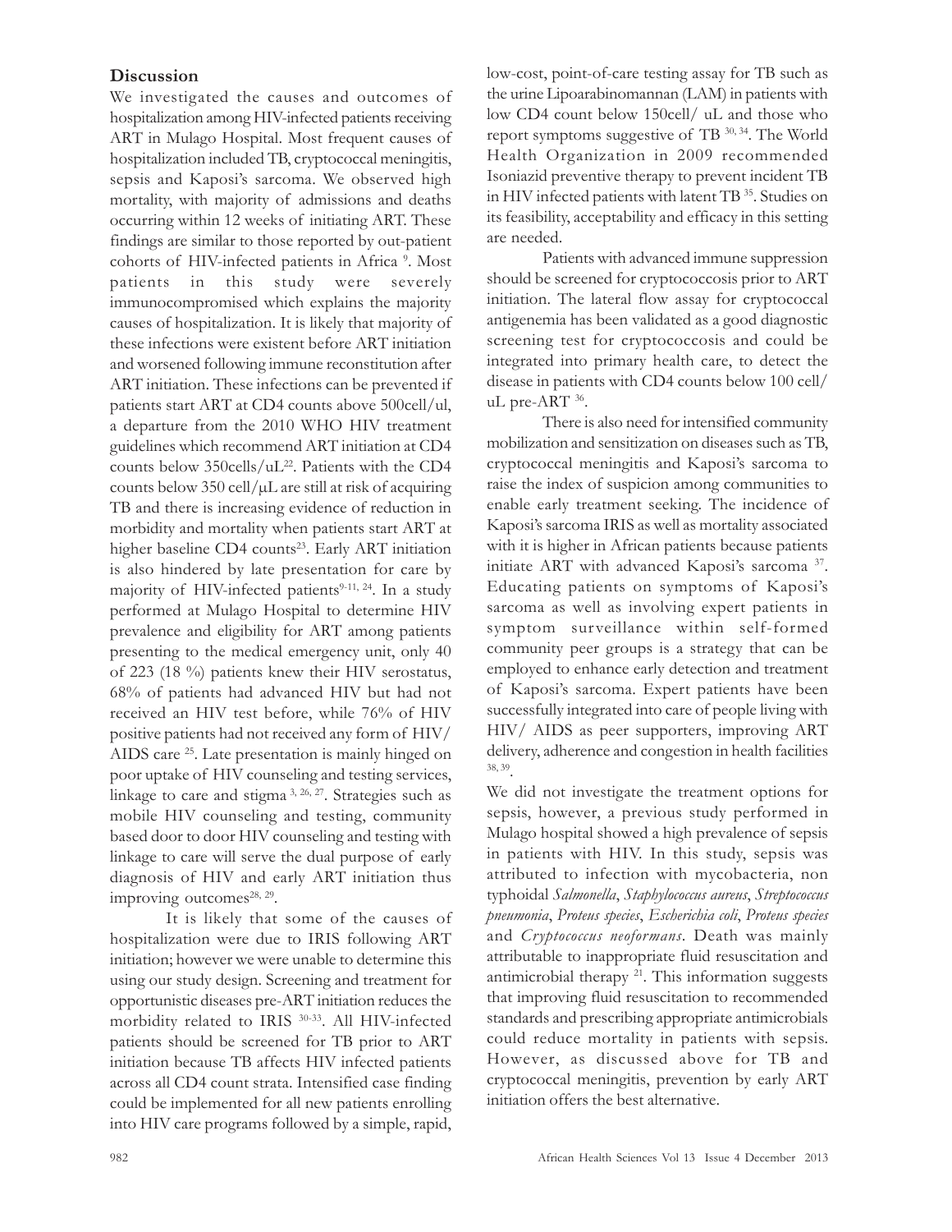## Discussion

We investigated the causes and outcomes of hospitalization among HIV-infected patients receiving ART in Mulago Hospital. Most frequent causes of hospitalization included TB, cryptococcal meningitis, sepsis and Kaposi's sarcoma. We observed high mortality, with majority of admissions and deaths occurring within 12 weeks of initiating ART. These findings are similar to those reported by out-patient cohorts of HIV-infected patients in Africa [9]. Most patients in this study were severely immunocompromised which explains the majority causes of hospitalization. It is likely that majority of these infections were existent before ART initiation and worsened following immune reconstitution after ART initiation. These infections can be prevented if patients start ART at CD4 counts above 500cell/ul, a departure from the 2010 WHO HIV treatment guidelines which recommend ART initiation at CD4 counts below 350cells/uL[22]. Patients with the CD4 counts below 350 cell/μL are still at risk of acquiring TB and there is increasing evidence of reduction in morbidity and mortality when patients start ART at higher baseline CD4 counts[23]. Early ART initiation is also hindered by late presentation for care by majority of HIV-infected patients[9-11, 24]. In a study performed at Mulago Hospital to determine HIV prevalence and eligibility for ART among patients presenting to the medical emergency unit, only 40 of 223 (18 %) patients knew their HIV serostatus, 68% of patients had advanced HIV but had not received an HIV test before, while 76% of HIV positive patients had not received any form of HIV/AIDS care [25]. Late presentation is mainly hinged on poor uptake of HIV counseling and testing services, linkage to care and stigma [3, 26, 27]. Strategies such as mobile HIV counseling and testing, community based door to door HIV counseling and testing with linkage to care will serve the dual purpose of early diagnosis of HIV and early ART initiation thus improving outcomes[28, 29].

It is likely that some of the causes of hospitalization were due to IRIS following ART initiation; however we were unable to determine this using our study design. Screening and treatment for opportunistic diseases pre-ART initiation reduces the morbidity related to IRIS [30-33]. All HIV-infected patients should be screened for TB prior to ART initiation because TB affects HIV infected patients across all CD4 count strata. Intensified case finding could be implemented for all new patients enrolling into HIV care programs followed by a simple, rapid, low-cost, point-of-care testing assay for TB such as the urine Lipoarabinomannan (LAM) in patients with low CD4 count below 150cell/ uL and those who report symptoms suggestive of TB [30, 34]. The World Health Organization in 2009 recommended Isoniazid preventive therapy to prevent incident TB in HIV infected patients with latent TB [35]. Studies on its feasibility, acceptability and efficacy in this setting are needed.

Patients with advanced immune suppression should be screened for cryptococcosis prior to ART initiation. The lateral flow assay for cryptococcal antigenemia has been validated as a good diagnostic screening test for cryptococcosis and could be integrated into primary health care, to detect the disease in patients with CD4 counts below 100 cell/uL pre-ART [36].

There is also need for intensified community mobilization and sensitization on diseases such as TB, cryptococcal meningitis and Kaposi's sarcoma to raise the index of suspicion among communities to enable early treatment seeking. The incidence of Kaposi's sarcoma IRIS as well as mortality associated with it is higher in African patients because patients initiate ART with advanced Kaposi's sarcoma [37]. Educating patients on symptoms of Kaposi's sarcoma as well as involving expert patients in symptom surveillance within self-formed community peer groups is a strategy that can be employed to enhance early detection and treatment of Kaposi's sarcoma. Expert patients have been successfully integrated into care of people living with HIV/ AIDS as peer supporters, improving ART delivery, adherence and congestion in health facilities [38, 39].

We did not investigate the treatment options for sepsis, however, a previous study performed in Mulago hospital showed a high prevalence of sepsis in patients with HIV. In this study, sepsis was attributed to infection with mycobacteria, non typhoidal *Salmonella*, *Staphylococcus aureus*, *Streptococcus pneumonia*, *Proteus species*, *Escherichia coli*, *Proteus species* and *Cryptococcus neoformans*. Death was mainly attributable to inappropriate fluid resuscitation and antimicrobial therapy [21]. This information suggests that improving fluid resuscitation to recommended standards and prescribing appropriate antimicrobials could reduce mortality in patients with sepsis. However, as discussed above for TB and cryptococcal meningitis, prevention by early ART initiation offers the best alternative.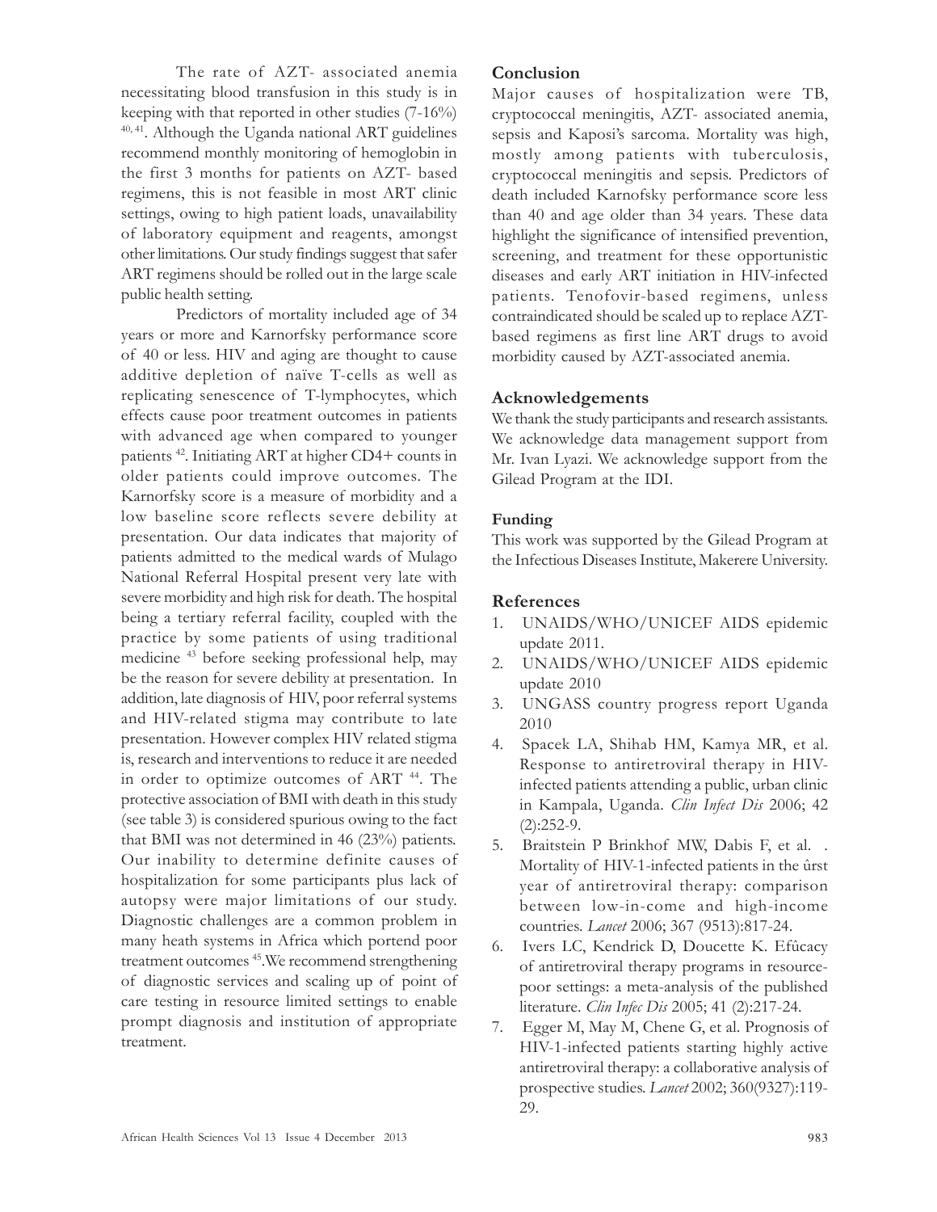The rate of AZT- associated anemia necessitating blood transfusion in this study is in keeping with that reported in other studies (7-16%) [40, 41]. Although the Uganda national ART guidelines recommend monthly monitoring of hemoglobin in the first 3 months for patients on AZT- based regimens, this is not feasible in most ART clinic settings, owing to high patient loads, unavailability of laboratory equipment and reagents, amongst other limitations. Our study findings suggest that safer ART regimens should be rolled out in the large scale public health setting.

Predictors of mortality included age of 34 years or more and Karnorfsky performance score of 40 or less. HIV and aging are thought to cause additive depletion of naïve T-cells as well as replicating senescence of T-lymphocytes, which effects cause poor treatment outcomes in patients with advanced age when compared to younger patients [42]. Initiating ART at higher CD4+ counts in older patients could improve outcomes. The Karnorfsky score is a measure of morbidity and a low baseline score reflects severe debility at presentation. Our data indicates that majority of patients admitted to the medical wards of Mulago National Referral Hospital present very late with severe morbidity and high risk for death. The hospital being a tertiary referral facility, coupled with the practice by some patients of using traditional medicine [43] before seeking professional help, may be the reason for severe debility at presentation. In addition, late diagnosis of HIV, poor referral systems and HIV-related stigma may contribute to late presentation. However complex HIV related stigma is, research and interventions to reduce it are needed in order to optimize outcomes of ART [44]. The protective association of BMI with death in this study (see table 3) is considered spurious owing to the fact that BMI was not determined in 46 (23%) patients. Our inability to determine definite causes of hospitalization for some participants plus lack of autopsy were major limitations of our study. Diagnostic challenges are a common problem in many heath systems in Africa which portend poor treatment outcomes [45].We recommend strengthening of diagnostic services and scaling up of point of care testing in resource limited settings to enable prompt diagnosis and institution of appropriate treatment.

## Conclusion

Major causes of hospitalization were TB, cryptococcal meningitis, AZT- associated anemia, sepsis and Kaposi's sarcoma. Mortality was high, mostly among patients with tuberculosis, cryptococcal meningitis and sepsis. Predictors of death included Karnofsky performance score less than 40 and age older than 34 years. These data highlight the significance of intensified prevention, screening, and treatment for these opportunistic diseases and early ART initiation in HIV-infected patients. Tenofovir-based regimens, unless contraindicated should be scaled up to replace AZT-based regimens as first line ART drugs to avoid morbidity caused by AZT-associated anemia.

## Acknowledgements

We thank the study participants and research assistants. We acknowledge data management support from Mr. Ivan Lyazi. We acknowledge support from the Gilead Program at the IDI.

## Funding

This work was supported by the Gilead Program at the Infectious Diseases Institute, Makerere University.

## References

1. UNAIDS/WHO/UNICEF AIDS epidemic update 2011.
2. UNAIDS/WHO/UNICEF AIDS epidemic update 2010
3. UNGASS country progress report Uganda 2010
4. Spacek LA, Shihab HM, Kamya MR, et al. Response to antiretroviral therapy in HIV-infected patients attending a public, urban clinic in Kampala, Uganda. *Clin Infect Dis* 2006; 42 (2):252-9.
5. Braitstein P Brinkhof MW, Dabis F, et al. . Mortality of HIV-1-infected patients in the ûrst year of antiretroviral therapy: comparison between low-in-come and high-income countries. *Lancet* 2006; 367 (9513):817-24.
6. Ivers LC, Kendrick D, Doucette K. Efûcacy of antiretroviral therapy programs in resource-poor settings: a meta-analysis of the published literature. *Clin Infec Dis* 2005; 41 (2):217-24.
7. Egger M, May M, Chene G, et al. Prognosis of HIV-1-infected patients starting highly active antiretroviral therapy: a collaborative analysis of prospective studies. *Lancet* 2002; 360(9327):119-29.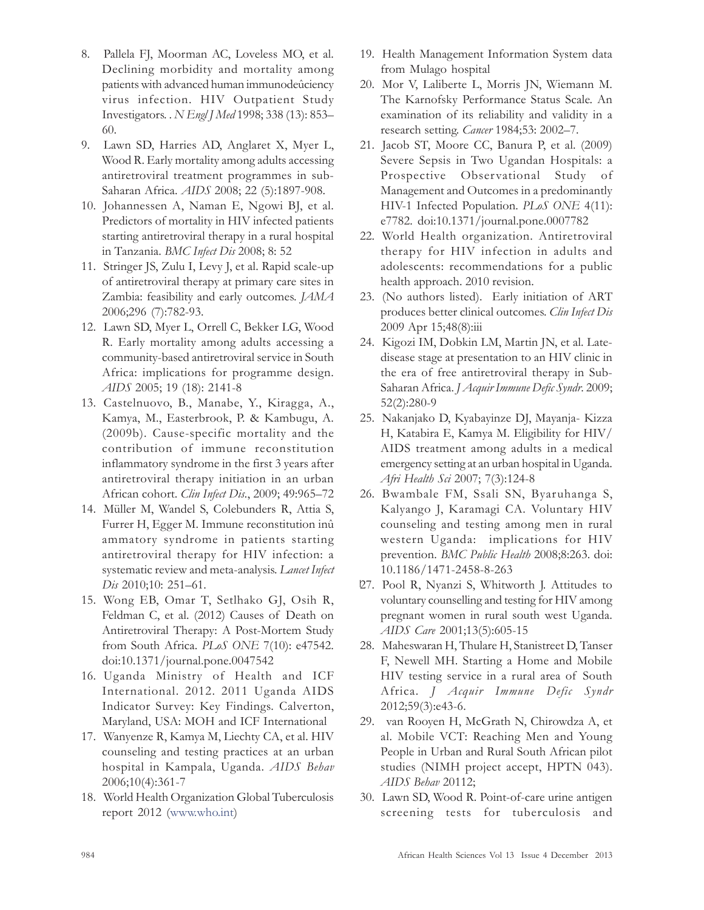8. Pallela FJ, Moorman AC, Loveless MO, et al. Declining morbidity and mortality among patients with advanced human immunodeûciency virus infection. HIV Outpatient Study Investigators. . *N Engl J Med* 1998; 338 (13): 853–60.
9. Lawn SD, Harries AD, Anglaret X, Myer L, Wood R. Early mortality among adults accessing antiretroviral treatment programmes in sub-Saharan Africa. *AIDS* 2008; 22 (5):1897-908.
10. Johannessen A, Naman E, Ngowi BJ, et al. Predictors of mortality in HIV infected patients starting antiretroviral therapy in a rural hospital in Tanzania. *BMC Infect Dis* 2008; 8: 52
11. Stringer JS, Zulu I, Levy J, et al. Rapid scale-up of antiretroviral therapy at primary care sites in Zambia: feasibility and early outcomes. *JAMA* 2006;296 (7):782-93.
12. Lawn SD, Myer L, Orrell C, Bekker LG, Wood R. Early mortality among adults accessing a community-based antiretroviral service in South Africa: implications for programme design. *AIDS* 2005; 19 (18): 2141-8
13. Castelnuovo, B., Manabe, Y., Kiragga, A., Kamya, M., Easterbrook, P. & Kambugu, A. (2009b). Cause-specific mortality and the contribution of immune reconstitution inflammatory syndrome in the first 3 years after antiretroviral therapy initiation in an urban African cohort. *Clin Infect Dis.*, 2009; 49:965–72
14. Müller M, Wandel S, Colebunders R, Attia S, Furrer H, Egger M. Immune reconstitution inû ammatory syndrome in patients starting antiretroviral therapy for HIV infection: a systematic review and meta-analysis. *Lancet Infect Dis* 2010;10: 251–61.
15. Wong EB, Omar T, Setlhako GJ, Osih R, Feldman C, et al. (2012) Causes of Death on Antiretroviral Therapy: A Post-Mortem Study from South Africa. *PLoS ONE* 7(10): e47542. doi:10.1371/journal.pone.0047542
16. Uganda Ministry of Health and ICF International. 2012. 2011 Uganda AIDS Indicator Survey: Key Findings. Calverton, Maryland, USA: MOH and ICF International
17. Wanyenze R, Kamya M, Liechty CA, et al. HIV counseling and testing practices at an urban hospital in Kampala, Uganda. *AIDS Behav* 2006;10(4):361-7
18. World Health Organization Global Tuberculosis report 2012 (www.who.int)
19. Health Management Information System data from Mulago hospital
20. Mor V, Laliberte L, Morris JN, Wiemann M. The Karnofsky Performance Status Scale. An examination of its reliability and validity in a research setting. *Cancer* 1984;53: 2002–7.
21. Jacob ST, Moore CC, Banura P, et al. (2009) Severe Sepsis in Two Ugandan Hospitals: a Prospective Observational Study of Management and Outcomes in a predominantly HIV-1 Infected Population. *PLoS ONE* 4(11): e7782. doi:10.1371/journal.pone.0007782
22. World Health organization. Antiretroviral therapy for HIV infection in adults and adolescents: recommendations for a public health approach. 2010 revision.
23. (No authors listed). Early initiation of ART produces better clinical outcomes. *Clin Infect Dis* 2009 Apr 15;48(8):iii
24. Kigozi IM, Dobkin LM, Martin JN, et al. Late-disease stage at presentation to an HIV clinic in the era of free antiretroviral therapy in Sub-Saharan Africa. *J Acquir Immune Defic Syndr.* 2009; 52(2):280-9
25. Nakanjako D, Kyabayinze DJ, Mayanja- Kizza H, Katabira E, Kamya M. Eligibility for HIV/AIDS treatment among adults in a medical emergency setting at an urban hospital in Uganda. *Afri Health Sci* 2007; 7(3):124-8
26. Bwambale FM, Ssali SN, Byaruhanga S, Kalyango J, Karamagi CA. Voluntary HIV counseling and testing among men in rural western Uganda: implications for HIV prevention. *BMC Public Health* 2008;8:263. doi: 10.1186/1471-2458-8-263
27. Pool R, Nyanzi S, Whitworth J. Attitudes to voluntary counselling and testing for HIV among pregnant women in rural south west Uganda. *AIDS Care* 2001;13(5):605-15
28. Maheswaran H, Thulare H, Stanistreet D, Tanser F, Newell MH. Starting a Home and Mobile HIV testing service in a rural area of South Africa. *J Acquir Immune Defic Syndr* 2012;59(3):e43-6.
29. van Rooyen H, McGrath N, Chirowdza A, et al. Mobile VCT: Reaching Men and Young People in Urban and Rural South African pilot studies (NIMH project accept, HPTN 043). *AIDS Behav* 20112;
30. Lawn SD, Wood R. Point-of-care urine antigen screening tests for tuberculosis and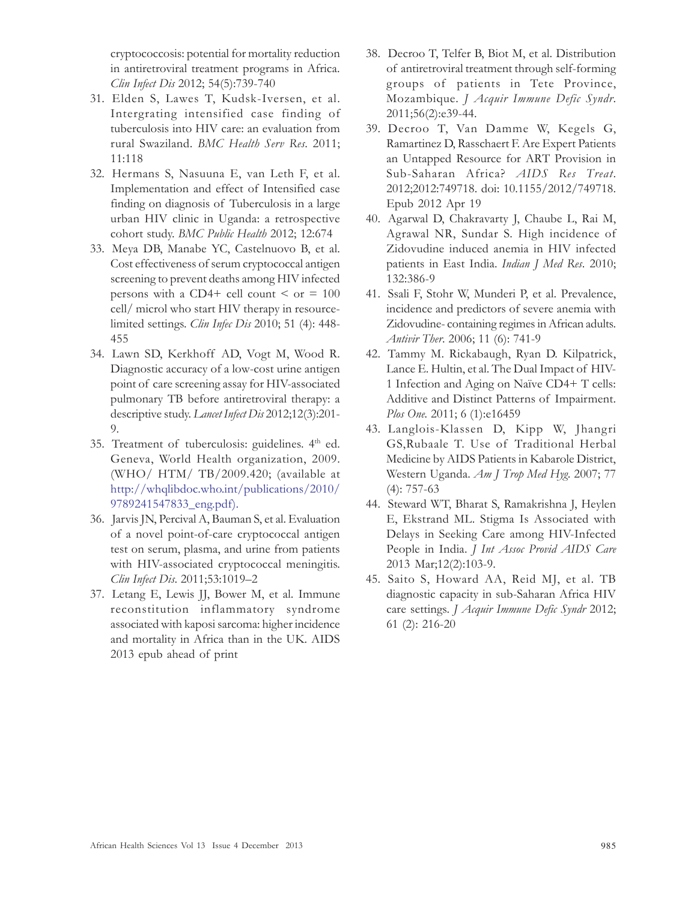cryptococcosis: potential for mortality reduction in antiretroviral treatment programs in Africa. *Clin Infect Dis* 2012; 54(5):739-740

31. Elden S, Lawes T, Kudsk-Iversen, et al. Intergrating intensified case finding of tuberculosis into HIV care: an evaluation from rural Swaziland. *BMC Health Serv Res*. 2011; 11:118
32. Hermans S, Nasuuna E, van Leth F, et al. Implementation and effect of Intensified case finding on diagnosis of Tuberculosis in a large urban HIV clinic in Uganda: a retrospective cohort study. *BMC Public Health* 2012; 12:674
33. Meya DB, Manabe YC, Castelnuovo B, et al. Cost effectiveness of serum cryptococcal antigen screening to prevent deaths among HIV infected persons with a CD4+ cell count < or = 100 cell/ microl who start HIV therapy in resource-limited settings. *Clin Infec Dis* 2010; 51 (4): 448-455
34. Lawn SD, Kerkhoff AD, Vogt M, Wood R. Diagnostic accuracy of a low-cost urine antigen point of care screening assay for HIV-associated pulmonary TB before antiretroviral therapy: a descriptive study. *Lancet Infect Dis* 2012;12(3):201-9.
35. Treatment of tuberculosis: guidelines. 4th ed. Geneva, World Health organization, 2009. (WHO/ HTM/ TB/2009.420; (available at http://whqlibdoc.who.int/publications/2010/9789241547833_eng.pdf).
36. Jarvis JN, Percival A, Bauman S, et al. Evaluation of a novel point-of-care cryptococcal antigen test on serum, plasma, and urine from patients with HIV-associated cryptococcal meningitis. *Clin Infect Dis*. 2011;53:1019–2
37. Letang E, Lewis JJ, Bower M, et al. Immune reconstitution inflammatory syndrome associated with kaposi sarcoma: higher incidence and mortality in Africa than in the UK. AIDS 2013 epub ahead of print
38. Decroo T, Telfer B, Biot M, et al. Distribution of antiretroviral treatment through self-forming groups of patients in Tete Province, Mozambique. *J Acquir Immune Defic Syndr*. 2011;56(2):e39-44.
39. Decroo T, Van Damme W, Kegels G, Ramartinez D, Rasschaert F. Are Expert Patients an Untapped Resource for ART Provision in Sub-Saharan Africa? *AIDS Res Treat*. 2012;2012:749718. doi: 10.1155/2012/749718. Epub 2012 Apr 19
40. Agarwal D, Chakravarty J, Chaube L, Rai M, Agrawal NR, Sundar S. High incidence of Zidovudine induced anemia in HIV infected patients in East India. *Indian J Med Res*. 2010; 132:386-9
41. Ssali F, Stohr W, Munderi P, et al. Prevalence, incidence and predictors of severe anemia with Zidovudine- containing regimes in African adults. *Antivir Ther*. 2006; 11 (6): 741-9
42. Tammy M. Rickabaugh, Ryan D. Kilpatrick, Lance E. Hultin, et al. The Dual Impact of HIV-1 Infection and Aging on Naïve CD4+ T cells: Additive and Distinct Patterns of Impairment. *Plos One*. 2011; 6 (1):e16459
43. Langlois-Klassen D, Kipp W, Jhangri GS,Rubaale T. Use of Traditional Herbal Medicine by AIDS Patients in Kabarole District, Western Uganda. *Am J Trop Med Hyg*. 2007; 77 (4): 757-63
44. Steward WT, Bharat S, Ramakrishna J, Heylen E, Ekstrand ML. Stigma Is Associated with Delays in Seeking Care among HIV-Infected People in India. *J Int Assoc Provid AIDS Care* 2013 Mar;12(2):103-9.
45. Saito S, Howard AA, Reid MJ, et al. TB diagnostic capacity in sub-Saharan Africa HIV care settings. *J Acquir Immune Defic Syndr* 2012; 61 (2): 216-20